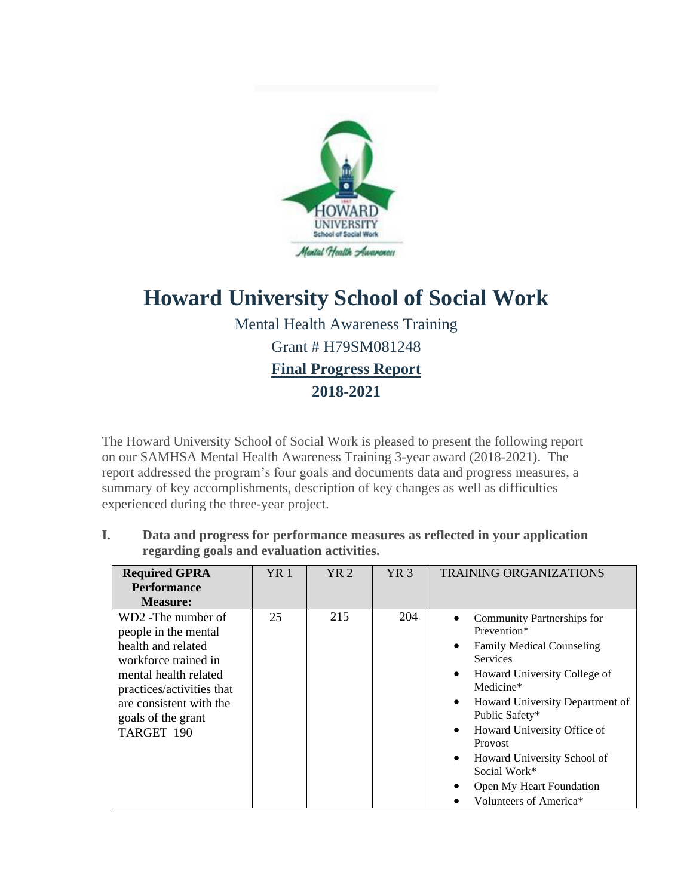# Howard University School of Social Work

Mental Health Awareness Training

Grant # H79SM081248

**Final Progress Report**

**2018-2021**

The Howard University School of Social Work is pleased to present the following report on our SAMHSA Mental Health Awareness Training 3-year award (2018-2021). The report addressed the program's four goals and documents data and progress measures, a summary of key accomplishments, description of key changes as well as difficulties experienced during the three-year project.

**I. Data and progress for performance measures as reflected in your application regarding goals and evaluation activities.**

| **Required GPRA Performance Measure:** | YR 1 | YR 2 | YR 3 | TRAINING ORGANIZATIONS |
|---|---|---|---|---|
| WD2 -The number of people in the mental health and related workforce trained in mental health related practices/activities that are consistent with the goals of the grant TARGET 190 | 25 | 215 | 204 | • Community Partnerships for Prevention*<br>• Family Medical Counseling Services<br>• Howard University College of Medicine*<br>• Howard University Department of Public Safety*<br>• Howard University Office of Provost<br>• Howard University School of Social Work*<br>• Open My Heart Foundation<br>• Volunteers of America* |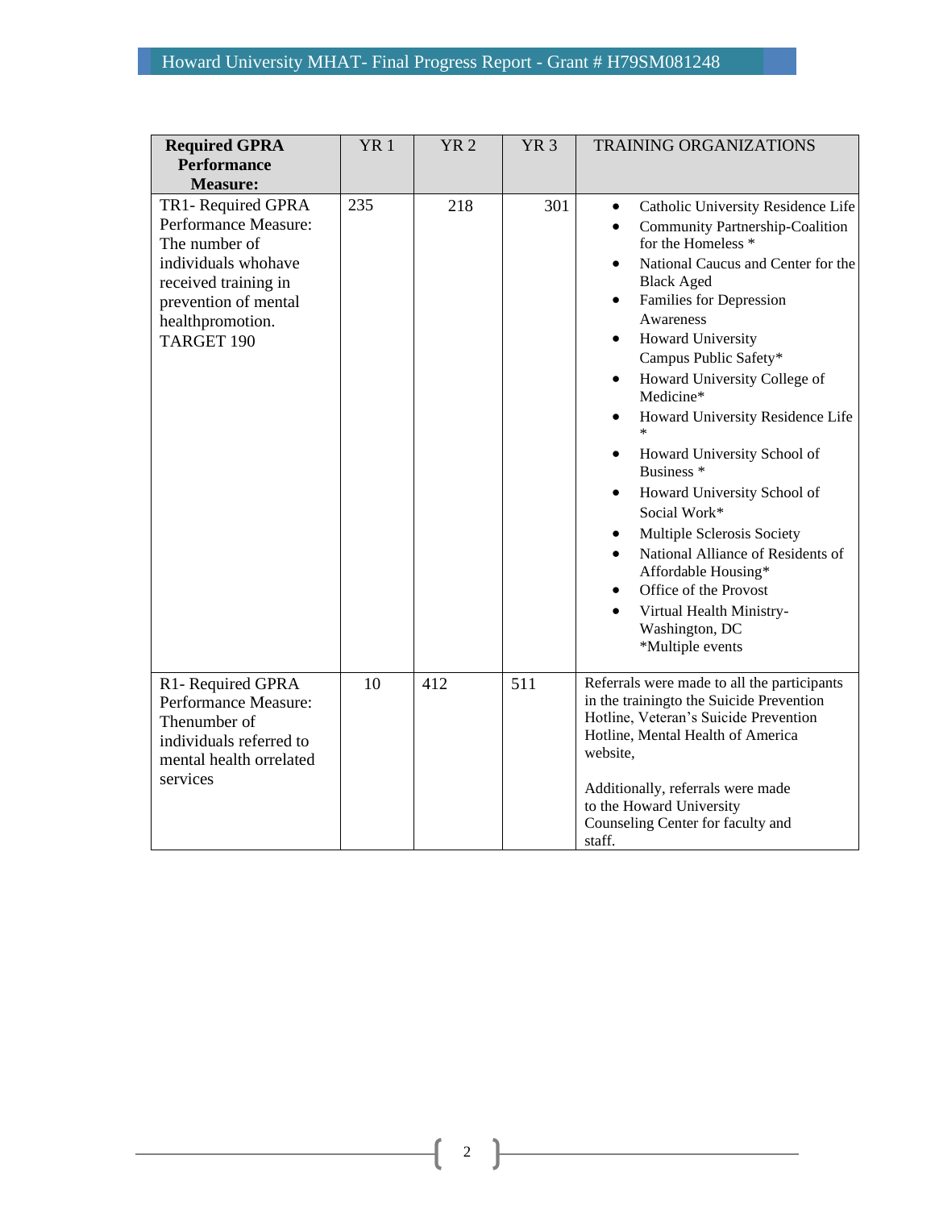| Required GPRA Performance Measure: | YR 1 | YR 2 | YR 3 | TRAINING ORGANIZATIONS |
|---|---|---|---|---|
| TR1- Required GPRA Performance Measure: The number of individuals whohave received training in prevention of mental healthpromotion. TARGET 190 | 235 | 218 | 301 | • Catholic University Residence Life<br>• Community Partnership-Coalition for the Homeless *<br>• National Caucus and Center for the Black Aged<br>• Families for Depression Awareness<br>• Howard University Campus Public Safety*<br>• Howard University College of Medicine*<br>• Howard University Residence Life *<br>• Howard University School of Business *<br>• Howard University School of Social Work*<br>• Multiple Sclerosis Society<br>• National Alliance of Residents of Affordable Housing*<br>• Office of the Provost<br>• Virtual Health Ministry-Washington, DC<br>*Multiple events |
| R1- Required GPRA Performance Measure: Thenumber of individuals referred to mental health orrelated services | 10 | 412 | 511 | Referrals were made to all the participants in the trainingto the Suicide Prevention Hotline, Veteran's Suicide Prevention Hotline, Mental Health of America website,<br><br>Additionally, referrals were made to the Howard University Counseling Center for faculty and staff. |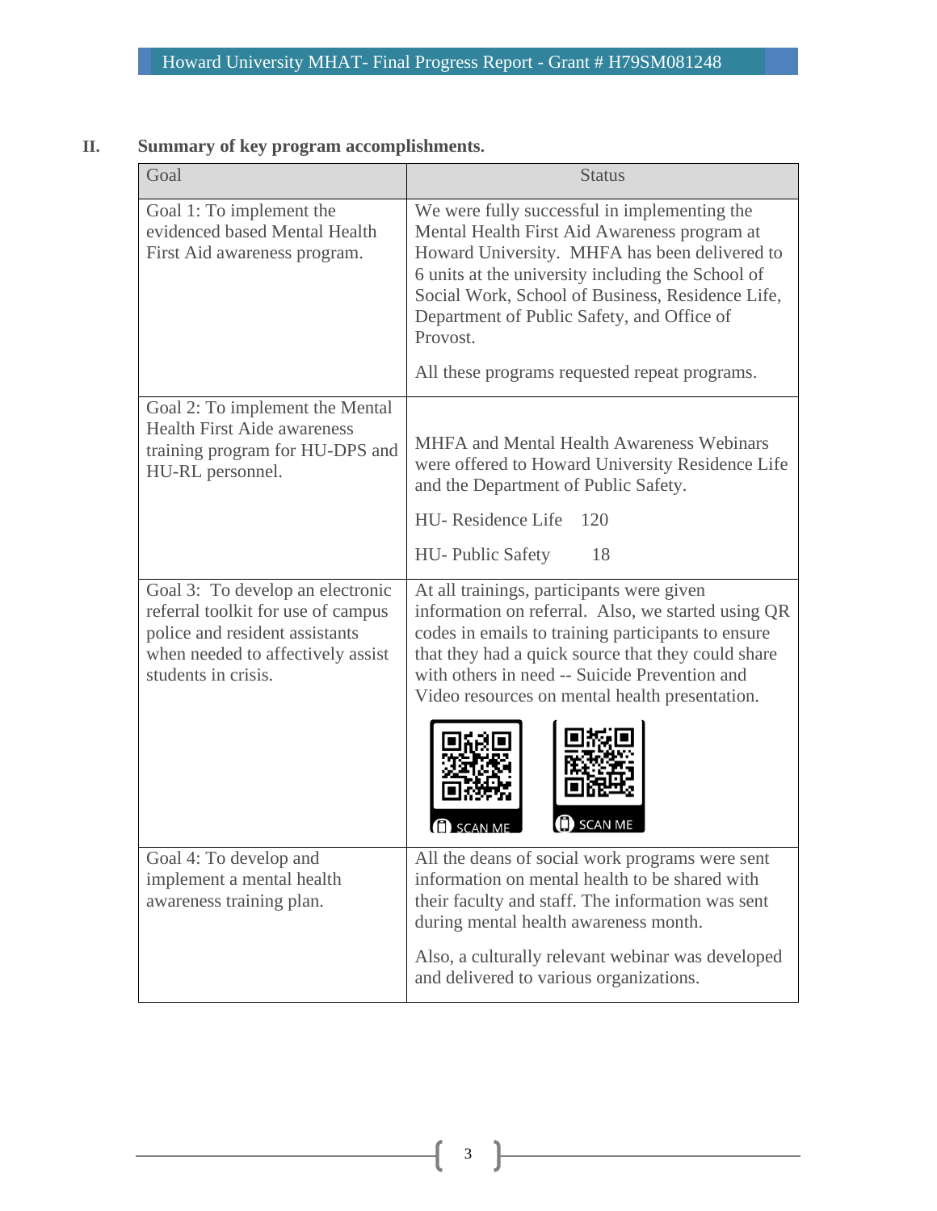## II. Summary of key program accomplishments.

| Goal | Status |
| --- | --- |
| Goal 1: To implement the evidenced based Mental Health First Aid awareness program. | We were fully successful in implementing the Mental Health First Aid Awareness program at Howard University. MHFA has been delivered to 6 units at the university including the School of Social Work, School of Business, Residence Life, Department of Public Safety, and Office of Provost.<br><br>All these programs requested repeat programs. |
| Goal 2: To implement the Mental Health First Aide awareness training program for HU-DPS and HU-RL personnel. | MHFA and Mental Health Awareness Webinars were offered to Howard University Residence Life and the Department of Public Safety.<br><br>HU- Residence Life 120<br><br>HU- Public Safety 18 |
| Goal 3: To develop an electronic referral toolkit for use of campus police and resident assistants when needed to affectively assist students in crisis. | At all trainings, participants were given information on referral. Also, we started using QR codes in emails to training participants to ensure that they had a quick source that they could share with others in need -- Suicide Prevention and Video resources on mental health presentation.<br><br>SCAN ME SCAN ME |
| Goal 4: To develop and implement a mental health awareness training plan. | All the deans of social work programs were sent information on mental health to be shared with their faculty and staff. The information was sent during mental health awareness month.<br><br>Also, a culturally relevant webinar was developed and delivered to various organizations. |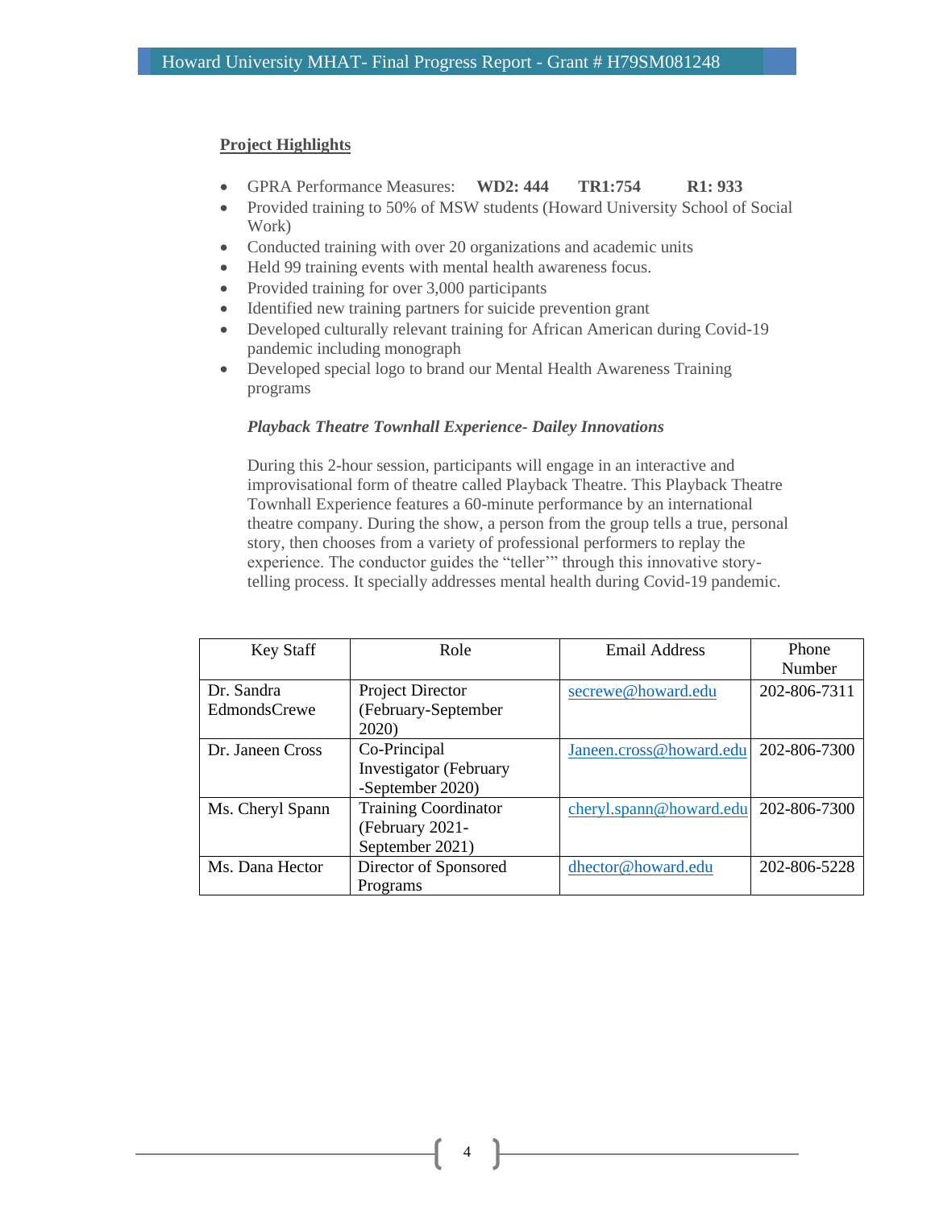## Project Highlights

- GPRA Performance Measures: **WD2: 444** **TR1:754** **R1: 933**
- Provided training to 50% of MSW students (Howard University School of Social Work)
- Conducted training with over 20 organizations and academic units
- Held 99 training events with mental health awareness focus.
- Provided training for over 3,000 participants
- Identified new training partners for suicide prevention grant
- Developed culturally relevant training for African American during Covid-19 pandemic including monograph
- Developed special logo to brand our Mental Health Awareness Training programs

***Playback Theatre Townhall Experience- Dailey Innovations***

During this 2-hour session, participants will engage in an interactive and improvisational form of theatre called Playback Theatre. This Playback Theatre Townhall Experience features a 60-minute performance by an international theatre company. During the show, a person from the group tells a true, personal story, then chooses from a variety of professional performers to replay the experience. The conductor guides the "teller'" through this innovative story-telling process. It specially addresses mental health during Covid-19 pandemic.

| Key Staff | Role | Email Address | Phone Number |
|---|---|---|---|
| Dr. Sandra EdmondsCrewe | Project Director (February-September 2020) | secrewe@howard.edu | 202-806-7311 |
| Dr. Janeen Cross | Co-Principal Investigator (February -September 2020) | Janeen.cross@howard.edu | 202-806-7300 |
| Ms. Cheryl Spann | Training Coordinator (February 2021- September 2021) | cheryl.spann@howard.edu | 202-806-7300 |
| Ms. Dana Hector | Director of Sponsored Programs | dhector@howard.edu | 202-806-5228 |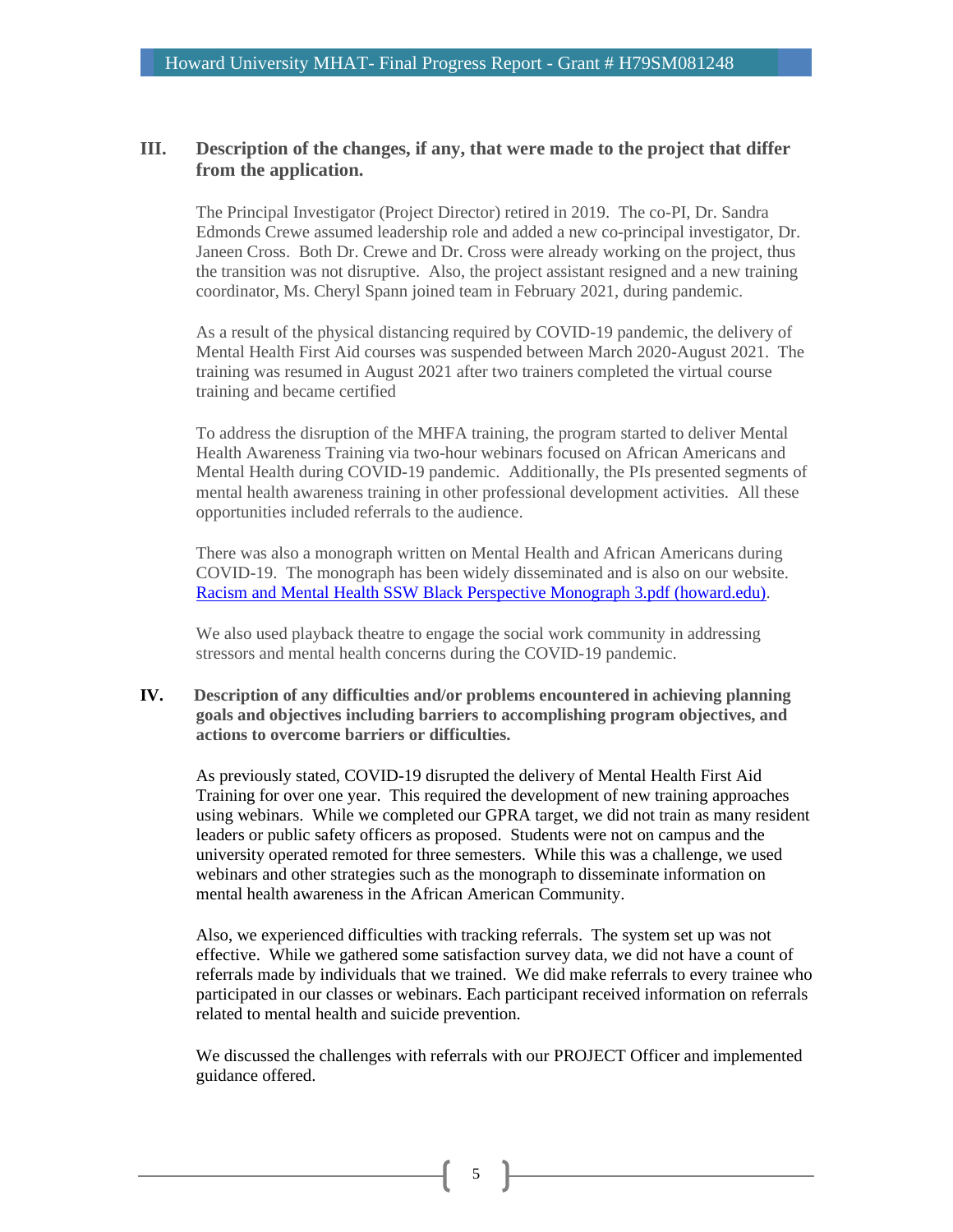## III. Description of the changes, if any, that were made to the project that differ from the application.

The Principal Investigator (Project Director) retired in 2019. The co-PI, Dr. Sandra Edmonds Crewe assumed leadership role and added a new co-principal investigator, Dr. Janeen Cross. Both Dr. Crewe and Dr. Cross were already working on the project, thus the transition was not disruptive. Also, the project assistant resigned and a new training coordinator, Ms. Cheryl Spann joined team in February 2021, during pandemic.

As a result of the physical distancing required by COVID-19 pandemic, the delivery of Mental Health First Aid courses was suspended between March 2020-August 2021. The training was resumed in August 2021 after two trainers completed the virtual course training and became certified

To address the disruption of the MHFA training, the program started to deliver Mental Health Awareness Training via two-hour webinars focused on African Americans and Mental Health during COVID-19 pandemic. Additionally, the PIs presented segments of mental health awareness training in other professional development activities. All these opportunities included referrals to the audience.

There was also a monograph written on Mental Health and African Americans during COVID-19. The monograph has been widely disseminated and is also on our website. Racism and Mental Health SSW Black Perspective Monograph 3.pdf (howard.edu).

We also used playback theatre to engage the social work community in addressing stressors and mental health concerns during the COVID-19 pandemic.

## IV. Description of any difficulties and/or problems encountered in achieving planning goals and objectives including barriers to accomplishing program objectives, and actions to overcome barriers or difficulties.

As previously stated, COVID-19 disrupted the delivery of Mental Health First Aid Training for over one year. This required the development of new training approaches using webinars. While we completed our GPRA target, we did not train as many resident leaders or public safety officers as proposed. Students were not on campus and the university operated remoted for three semesters. While this was a challenge, we used webinars and other strategies such as the monograph to disseminate information on mental health awareness in the African American Community.

Also, we experienced difficulties with tracking referrals. The system set up was not effective. While we gathered some satisfaction survey data, we did not have a count of referrals made by individuals that we trained. We did make referrals to every trainee who participated in our classes or webinars. Each participant received information on referrals related to mental health and suicide prevention.

We discussed the challenges with referrals with our PROJECT Officer and implemented guidance offered.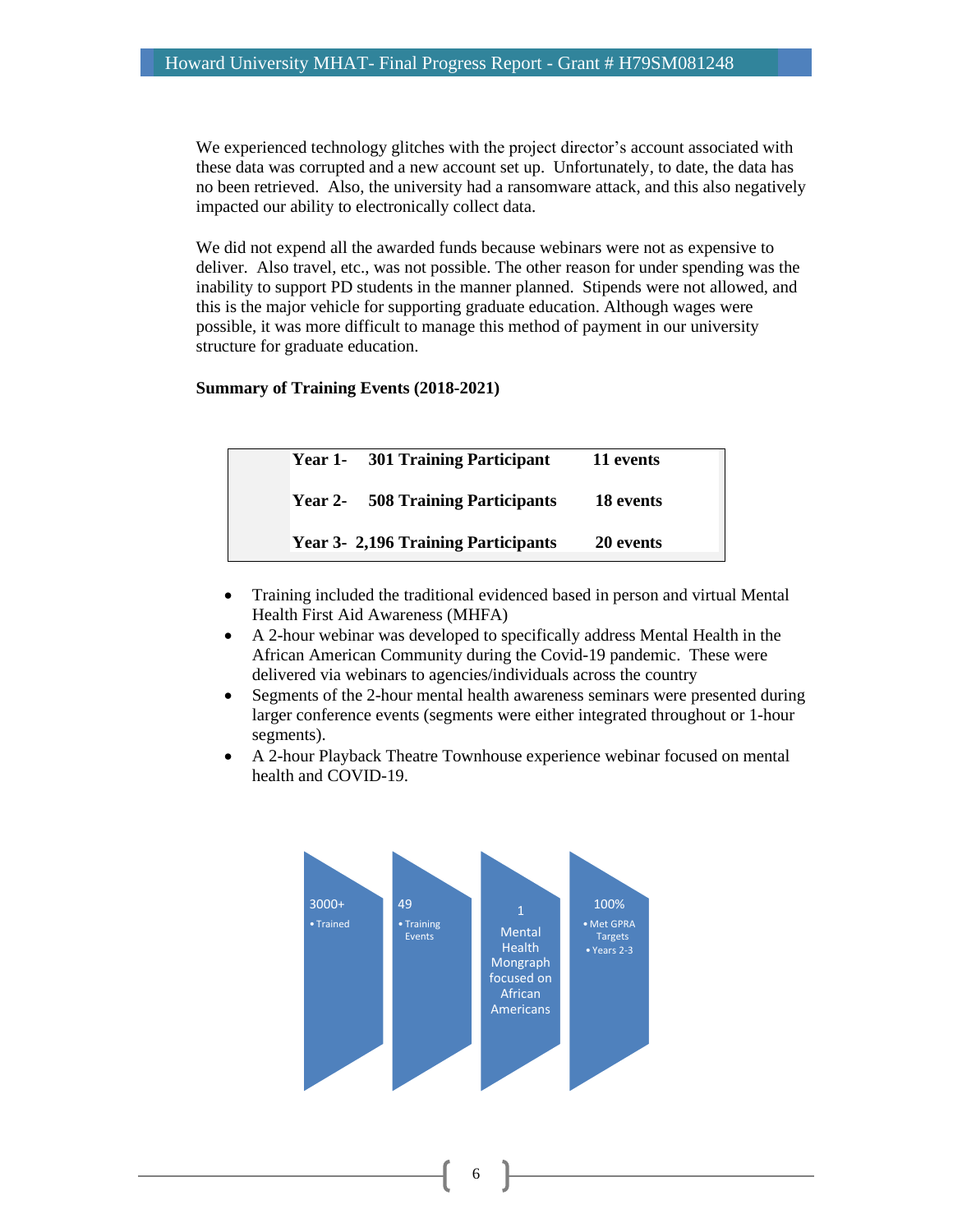We experienced technology glitches with the project director's account associated with these data was corrupted and a new account set up. Unfortunately, to date, the data has no been retrieved. Also, the university had a ransomware attack, and this also negatively impacted our ability to electronically collect data.

We did not expend all the awarded funds because webinars were not as expensive to deliver. Also travel, etc., was not possible. The other reason for under spending was the inability to support PD students in the manner planned. Stipends were not allowed, and this is the major vehicle for supporting graduate education. Although wages were possible, it was more difficult to manage this method of payment in our university structure for graduate education.

**Summary of Training Events (2018-2021)**

| | | |
|---|---|---|
| **Year 1-** | **301 Training Participant** | **11 events** |
| **Year 2-** | **508 Training Participants** | **18 events** |
| **Year 3-** | **2,196 Training Participants** | **20 events** |

- Training included the traditional evidenced based in person and virtual Mental Health First Aid Awareness (MHFA)
- A 2-hour webinar was developed to specifically address Mental Health in the African American Community during the Covid-19 pandemic. These were delivered via webinars to agencies/individuals across the country
- Segments of the 2-hour mental health awareness seminars were presented during larger conference events (segments were either integrated throughout or 1-hour segments).
- A 2-hour Playback Theatre Townhouse experience webinar focused on mental health and COVID-19.

3000+
- Trained

49
- Training Events

1
Mental Health Mongraph focused on African Americans

100%
- Met GPRA Targets
- Years 2-3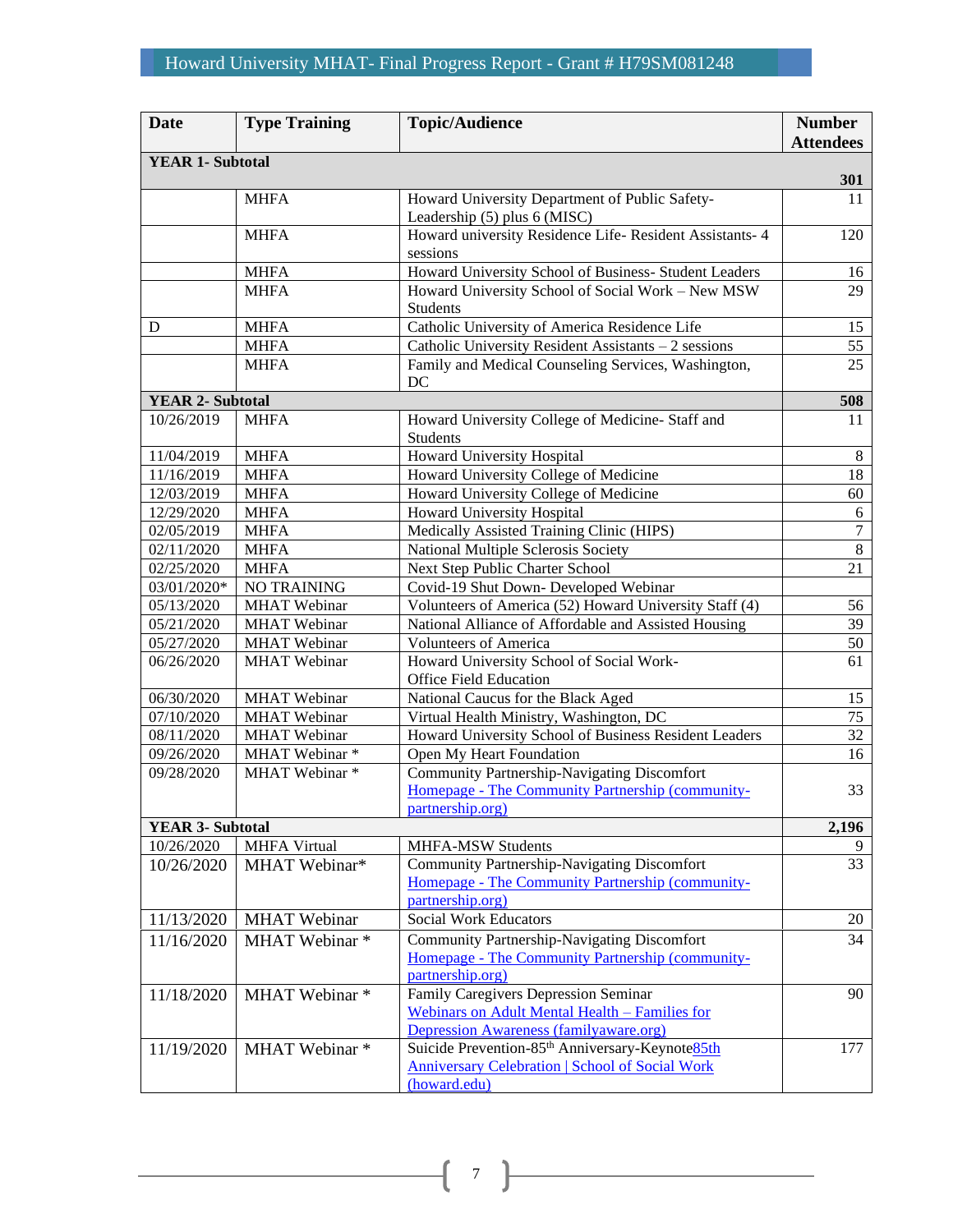| Date | Type Training | Topic/Audience | Number Attendees |
|---|---|---|---|
| **YEAR 1- Subtotal** | | | **301** |
| | MHFA | Howard University Department of Public Safety- Leadership (5) plus 6 (MISC) | 11 |
| | MHFA | Howard university Residence Life- Resident Assistants- 4 sessions | 120 |
| | MHFA | Howard University School of Business- Student Leaders | 16 |
| | MHFA | Howard University School of Social Work – New MSW Students | 29 |
| D | MHFA | Catholic University of America Residence Life | 15 |
| | MHFA | Catholic University Resident Assistants – 2 sessions | 55 |
| | MHFA | Family and Medical Counseling Services, Washington, DC | 25 |
| **YEAR 2- Subtotal** | | | **508** |
| 10/26/2019 | MHFA | Howard University College of Medicine- Staff and Students | 11 |
| 11/04/2019 | MHFA | Howard University Hospital | 8 |
| 11/16/2019 | MHFA | Howard University College of Medicine | 18 |
| 12/03/2019 | MHFA | Howard University College of Medicine | 60 |
| 12/29/2020 | MHFA | Howard University Hospital | 6 |
| 02/05/2019 | MHFA | Medically Assisted Training Clinic (HIPS) | 7 |
| 02/11/2020 | MHFA | National Multiple Sclerosis Society | 8 |
| 02/25/2020 | MHFA | Next Step Public Charter School | 21 |
| 03/01/2020* | NO TRAINING | Covid-19 Shut Down- Developed Webinar | |
| 05/13/2020 | MHAT Webinar | Volunteers of America (52) Howard University Staff (4) | 56 |
| 05/21/2020 | MHAT Webinar | National Alliance of Affordable and Assisted Housing | 39 |
| 05/27/2020 | MHAT Webinar | Volunteers of America | 50 |
| 06/26/2020 | MHAT Webinar | Howard University School of Social Work- Office Field Education | 61 |
| 06/30/2020 | MHAT Webinar | National Caucus for the Black Aged | 15 |
| 07/10/2020 | MHAT Webinar | Virtual Health Ministry, Washington, DC | 75 |
| 08/11/2020 | MHAT Webinar | Howard University School of Business Resident Leaders | 32 |
| 09/26/2020 | MHAT Webinar * | Open My Heart Foundation | 16 |
| 09/28/2020 | MHAT Webinar * | Community Partnership-Navigating Discomfort Homepage - The Community Partnership (community-partnership.org) | 33 |
| **YEAR 3- Subtotal** | | | **2,196** |
| 10/26/2020 | MHFA Virtual | MHFA-MSW Students | 9 |
| 10/26/2020 | MHAT Webinar* | Community Partnership-Navigating Discomfort Homepage - The Community Partnership (community-partnership.org) | 33 |
| 11/13/2020 | MHAT Webinar | Social Work Educators | 20 |
| 11/16/2020 | MHAT Webinar * | Community Partnership-Navigating Discomfort Homepage - The Community Partnership (community-partnership.org) | 34 |
| 11/18/2020 | MHAT Webinar * | Family Caregivers Depression Seminar Webinars on Adult Mental Health – Families for Depression Awareness (familyaware.org) | 90 |
| 11/19/2020 | MHAT Webinar * | Suicide Prevention-85th Anniversary-Keynote85th Anniversary Celebration \| School of Social Work (howard.edu) | 177 |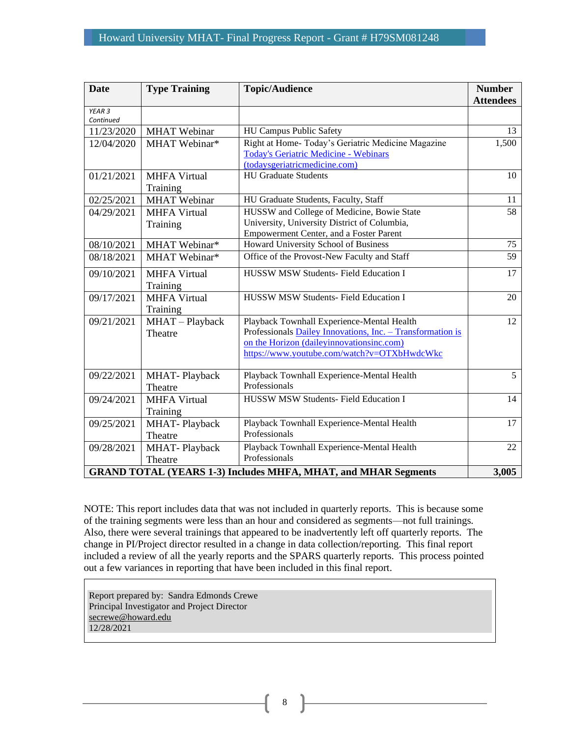| Date | Type Training | Topic/Audience | Number Attendees |
|---|---|---|---|
| *YEAR 3 Continued* | | | |
| 11/23/2020 | MHAT Webinar | HU Campus Public Safety | 13 |
| 12/04/2020 | MHAT Webinar* | Right at Home- Today's Geriatric Medicine Magazine [Today's Geriatric Medicine - Webinars (todaysgeriatricmedicine.com)](todaysgeriatricmedicine.com) | 1,500 |
| 01/21/2021 | MHFA Virtual Training | HU Graduate Students | 10 |
| 02/25/2021 | MHAT Webinar | HU Graduate Students, Faculty, Staff | 11 |
| 04/29/2021 | MHFA Virtual Training | HUSSW and College of Medicine, Bowie State University, University District of Columbia, Empowerment Center, and a Foster Parent | 58 |
| 08/10/2021 | MHAT Webinar* | Howard University School of Business | 75 |
| 08/18/2021 | MHAT Webinar* | Office of the Provost-New Faculty and Staff | 59 |
| 09/10/2021 | MHFA Virtual Training | HUSSW MSW Students- Field Education I | 17 |
| 09/17/2021 | MHFA Virtual Training | HUSSW MSW Students- Field Education I | 20 |
| 09/21/2021 | MHAT – Playback Theatre | Playback Townhall Experience-Mental Health Professionals [Dailey Innovations, Inc. – Transformation is on the Horizon (daileyinnovationsinc.com)](daileyinnovationsinc.com) https://www.youtube.com/watch?v=OTXbHwdcWkc | 12 |
| 09/22/2021 | MHAT- Playback Theatre | Playback Townhall Experience-Mental Health Professionals | 5 |
| 09/24/2021 | MHFA Virtual Training | HUSSW MSW Students- Field Education I | 14 |
| 09/25/2021 | MHAT- Playback Theatre | Playback Townhall Experience-Mental Health Professionals | 17 |
| 09/28/2021 | MHAT- Playback Theatre | Playback Townhall Experience-Mental Health Professionals | 22 |
| **GRAND TOTAL (YEARS 1-3) Includes MHFA, MHAT, and MHAR Segments** | | | **3,005** |

NOTE: This report includes data that was not included in quarterly reports. This is because some of the training segments were less than an hour and considered as segments—not full trainings. Also, there were several trainings that appeared to be inadvertently left off quarterly reports. The change in PI/Project director resulted in a change in data collection/reporting. This final report included a review of all the yearly reports and the SPARS quarterly reports. This process pointed out a few variances in reporting that have been included in this final report.

Report prepared by: Sandra Edmonds Crewe
Principal Investigator and Project Director
secrewe@howard.edu
12/28/2021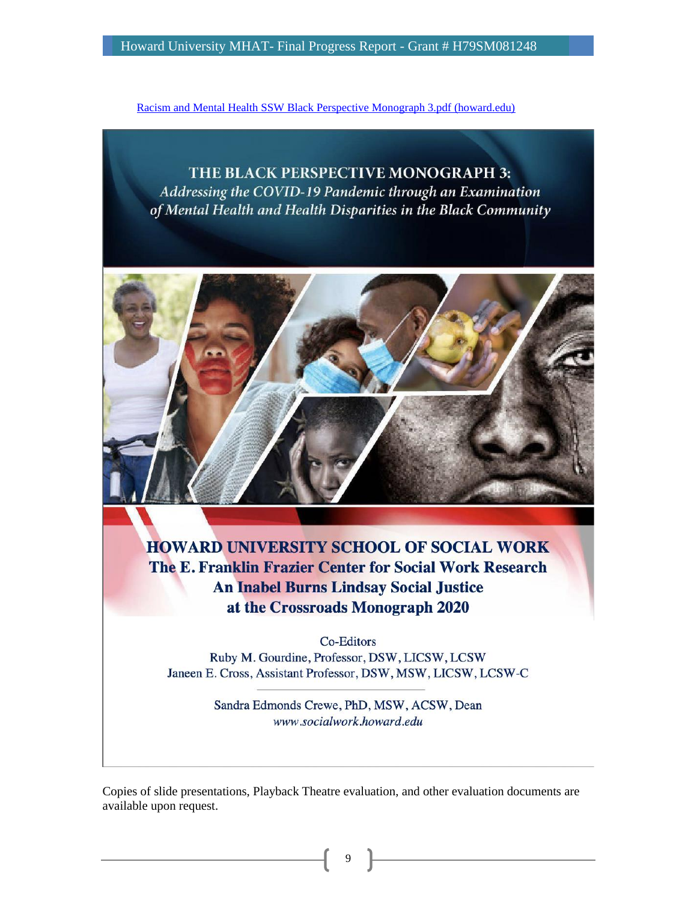[Racism and Mental Health SSW Black Perspective Monograph 3.pdf (howard.edu)](Racism and Mental Health SSW Black Perspective Monograph 3.pdf (howard.edu))

**THE BLACK PERSPECTIVE MONOGRAPH 3:**
*Addressing the COVID-19 Pandemic through an Examination of Mental Health and Health Disparities in the Black Community*

**HOWARD UNIVERSITY SCHOOL OF SOCIAL WORK**
**The E. Franklin Frazier Center for Social Work Research**
**An Inabel Burns Lindsay Social Justice at the Crossroads Monograph 2020**

Co-Editors
Ruby M. Gourdine, Professor, DSW, LICSW, LCSW
Janeen E. Cross, Assistant Professor, DSW, MSW, LICSW, LCSW-C

Sandra Edmonds Crewe, PhD, MSW, ACSW, Dean
*www.socialwork.howard.edu*

Copies of slide presentations, Playback Theatre evaluation, and other evaluation documents are available upon request.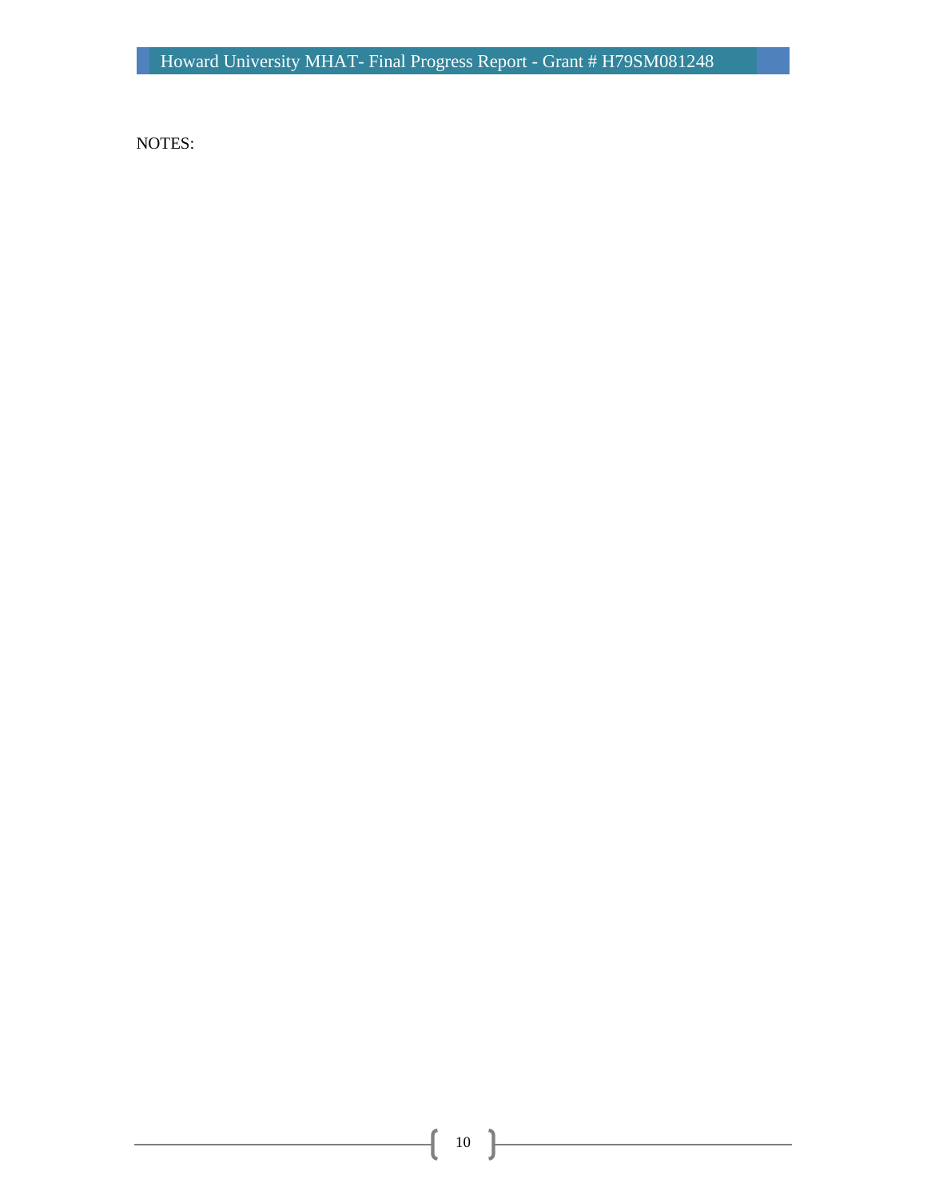NOTES: